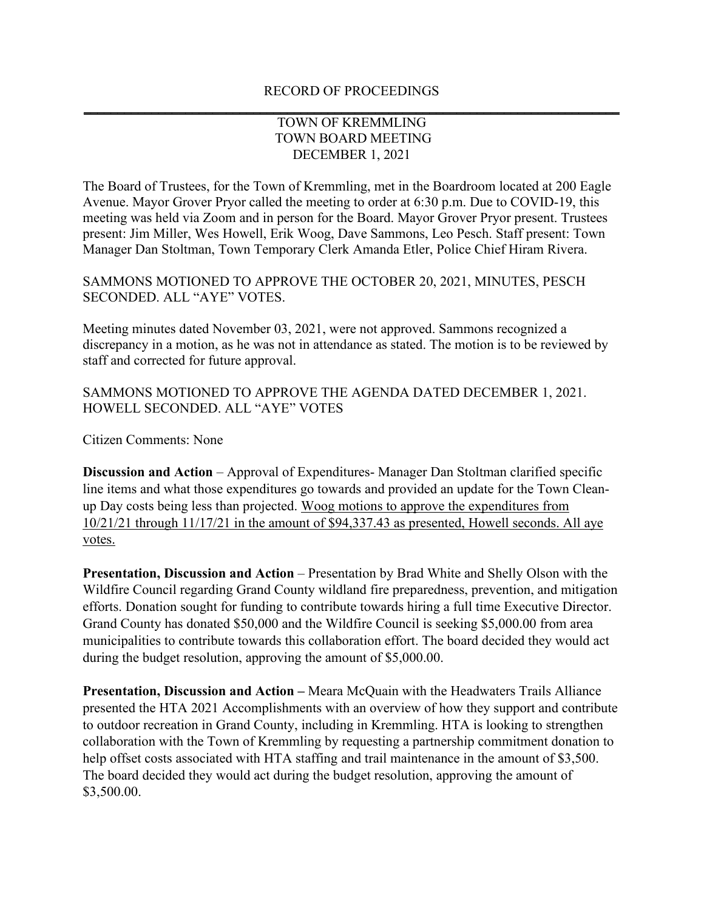RECORD OF PROCEEDINGS

TOWN OF KREMMLING
TOWN BOARD MEETING
DECEMBER 1, 2021

The Board of Trustees, for the Town of Kremmling, met in the Boardroom located at 200 Eagle Avenue. Mayor Grover Pryor called the meeting to order at 6:30 p.m. Due to COVID-19, this meeting was held via Zoom and in person for the Board. Mayor Grover Pryor present. Trustees present: Jim Miller, Wes Howell, Erik Woog, Dave Sammons, Leo Pesch. Staff present: Town Manager Dan Stoltman, Town Temporary Clerk Amanda Etler, Police Chief Hiram Rivera.

SAMMONS MOTIONED TO APPROVE THE OCTOBER 20, 2021, MINUTES, PESCH SECONDED. ALL "AYE" VOTES.

Meeting minutes dated November 03, 2021, were not approved. Sammons recognized a discrepancy in a motion, as he was not in attendance as stated. The motion is to be reviewed by staff and corrected for future approval.

SAMMONS MOTIONED TO APPROVE THE AGENDA DATED DECEMBER 1, 2021. HOWELL SECONDED. ALL "AYE" VOTES

Citizen Comments: None

**Discussion and Action** – Approval of Expenditures- Manager Dan Stoltman clarified specific line items and what those expenditures go towards and provided an update for the Town Clean-up Day costs being less than projected. <u>Woog motions to approve the expenditures from 10/21/21 through 11/17/21 in the amount of $94,337.43 as presented, Howell seconds. All aye votes.</u>

**Presentation, Discussion and Action** – Presentation by Brad White and Shelly Olson with the Wildfire Council regarding Grand County wildland fire preparedness, prevention, and mitigation efforts. Donation sought for funding to contribute towards hiring a full time Executive Director. Grand County has donated $50,000 and the Wildfire Council is seeking $5,000.00 from area municipalities to contribute towards this collaboration effort. The board decided they would act during the budget resolution, approving the amount of $5,000.00.

**Presentation, Discussion and Action –** Meara McQuain with the Headwaters Trails Alliance presented the HTA 2021 Accomplishments with an overview of how they support and contribute to outdoor recreation in Grand County, including in Kremmling. HTA is looking to strengthen collaboration with the Town of Kremmling by requesting a partnership commitment donation to help offset costs associated with HTA staffing and trail maintenance in the amount of $3,500. The board decided they would act during the budget resolution, approving the amount of $3,500.00.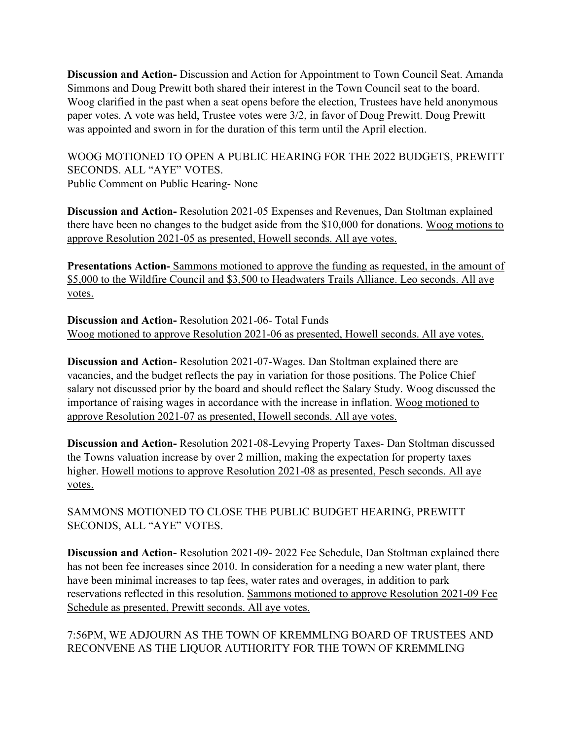**Discussion and Action-** Discussion and Action for Appointment to Town Council Seat. Amanda Simmons and Doug Prewitt both shared their interest in the Town Council seat to the board. Woog clarified in the past when a seat opens before the election, Trustees have held anonymous paper votes. A vote was held, Trustee votes were 3/2, in favor of Doug Prewitt. Doug Prewitt was appointed and sworn in for the duration of this term until the April election.

WOOG MOTIONED TO OPEN A PUBLIC HEARING FOR THE 2022 BUDGETS, PREWITT SECONDS. ALL "AYE" VOTES.
Public Comment on Public Hearing- None

**Discussion and Action-** Resolution 2021-05 Expenses and Revenues, Dan Stoltman explained there have been no changes to the budget aside from the $10,000 for donations. <u>Woog motions to approve Resolution 2021-05 as presented, Howell seconds. All aye votes.</u>

**Presentations Action-** <u>Sammons motioned to approve the funding as requested, in the amount of $5,000 to the Wildfire Council and $3,500 to Headwaters Trails Alliance. Leo seconds. All aye votes.</u>

**Discussion and Action-** Resolution 2021-06- Total Funds
<u>Woog motioned to approve Resolution 2021-06 as presented, Howell seconds. All aye votes.</u>

**Discussion and Action-** Resolution 2021-07-Wages. Dan Stoltman explained there are vacancies, and the budget reflects the pay in variation for those positions. The Police Chief salary not discussed prior by the board and should reflect the Salary Study. Woog discussed the importance of raising wages in accordance with the increase in inflation. <u>Woog motioned to approve Resolution 2021-07 as presented, Howell seconds. All aye votes.</u>

**Discussion and Action-** Resolution 2021-08-Levying Property Taxes- Dan Stoltman discussed the Towns valuation increase by over 2 million, making the expectation for property taxes higher. <u>Howell motions to approve Resolution 2021-08 as presented, Pesch seconds. All aye votes.</u>

SAMMONS MOTIONED TO CLOSE THE PUBLIC BUDGET HEARING, PREWITT SECONDS, ALL "AYE" VOTES.

**Discussion and Action-** Resolution 2021-09- 2022 Fee Schedule, Dan Stoltman explained there has not been fee increases since 2010. In consideration for a needing a new water plant, there have been minimal increases to tap fees, water rates and overages, in addition to park reservations reflected in this resolution. <u>Sammons motioned to approve Resolution 2021-09 Fee Schedule as presented, Prewitt seconds. All aye votes.</u>

7:56PM, WE ADJOURN AS THE TOWN OF KREMMLING BOARD OF TRUSTEES AND RECONVENE AS THE LIQUOR AUTHORITY FOR THE TOWN OF KREMMLING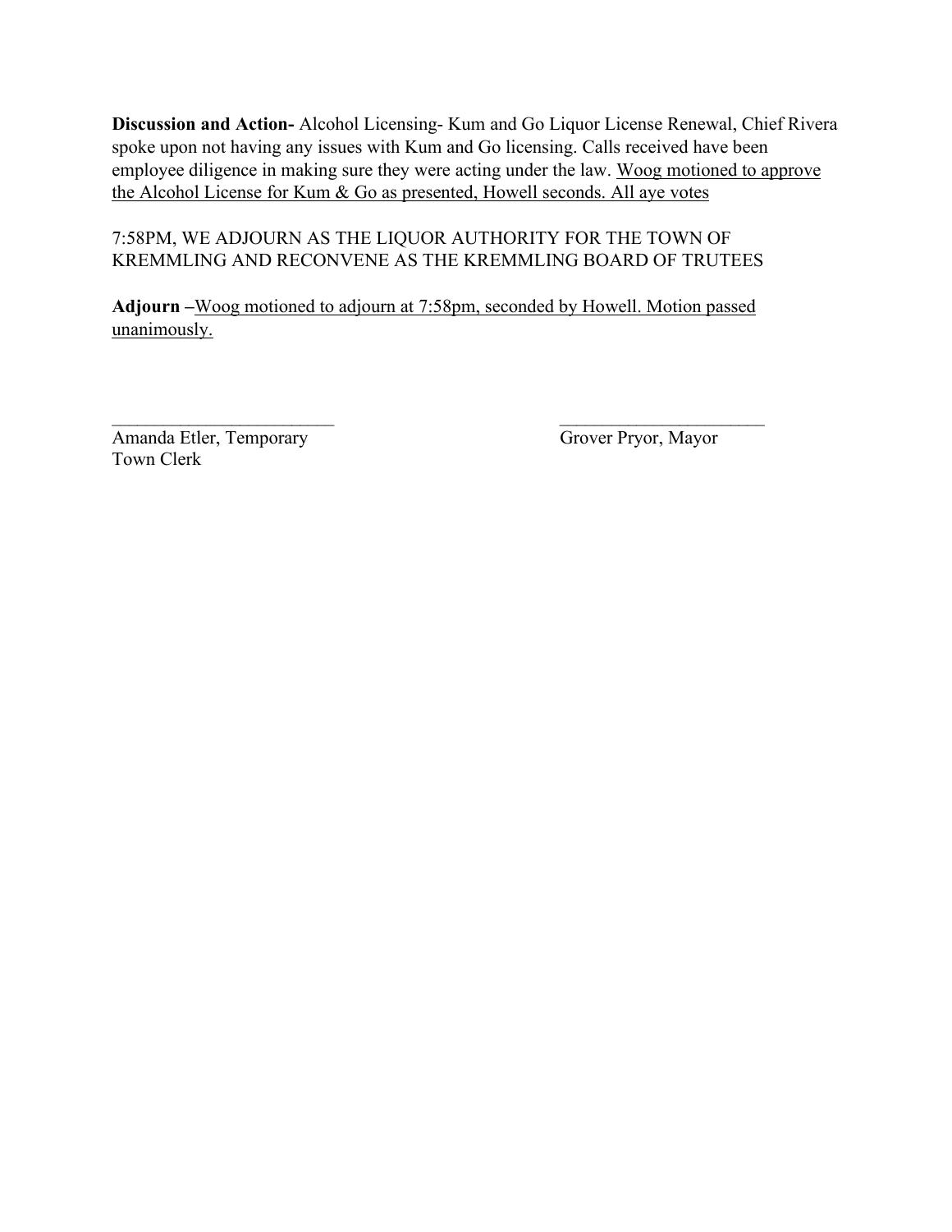**Discussion and Action-** Alcohol Licensing- Kum and Go Liquor License Renewal, Chief Rivera spoke upon not having any issues with Kum and Go licensing. Calls received have been employee diligence in making sure they were acting under the law. <u>Woog motioned to approve the Alcohol License for Kum & Go as presented, Howell seconds. All aye votes</u>

7:58PM, WE ADJOURN AS THE LIQUOR AUTHORITY FOR THE TOWN OF KREMMLING AND RECONVENE AS THE KREMMLING BOARD OF TRUTEES

**Adjourn –**<u>Woog motioned to adjourn at 7:58pm, seconded by Howell. Motion passed unanimously.</u>

\_\_\_\_\_\_\_\_\_\_\_\_\_\_\_\_\_\_\_\_\_\_\_\_
Amanda Etler, Temporary
Town Clerk

\_\_\_\_\_\_\_\_\_\_\_\_\_\_\_\_\_\_\_\_\_\_\_\_
Grover Pryor, Mayor